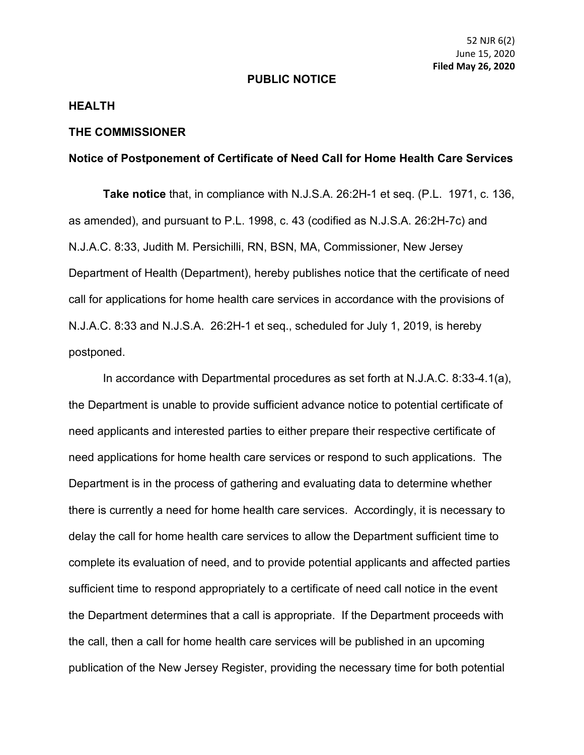52 NJR 6(2)
June 15, 2020
**Filed May 26, 2020**

## PUBLIC NOTICE

### HEALTH

### THE COMMISSIONER

### Notice of Postponement of Certificate of Need Call for Home Health Care Services

**Take notice** that, in compliance with N.J.S.A. 26:2H-1 et seq. (P.L. 1971, c. 136, as amended), and pursuant to P.L. 1998, c. 43 (codified as N.J.S.A. 26:2H-7c) and N.J.A.C. 8:33, Judith M. Persichilli, RN, BSN, MA, Commissioner, New Jersey Department of Health (Department), hereby publishes notice that the certificate of need call for applications for home health care services in accordance with the provisions of N.J.A.C. 8:33 and N.J.S.A. 26:2H-1 et seq., scheduled for July 1, 2019, is hereby postponed.

In accordance with Departmental procedures as set forth at N.J.A.C. 8:33-4.1(a), the Department is unable to provide sufficient advance notice to potential certificate of need applicants and interested parties to either prepare their respective certificate of need applications for home health care services or respond to such applications. The Department is in the process of gathering and evaluating data to determine whether there is currently a need for home health care services. Accordingly, it is necessary to delay the call for home health care services to allow the Department sufficient time to complete its evaluation of need, and to provide potential applicants and affected parties sufficient time to respond appropriately to a certificate of need call notice in the event the Department determines that a call is appropriate. If the Department proceeds with the call, then a call for home health care services will be published in an upcoming publication of the New Jersey Register, providing the necessary time for both potential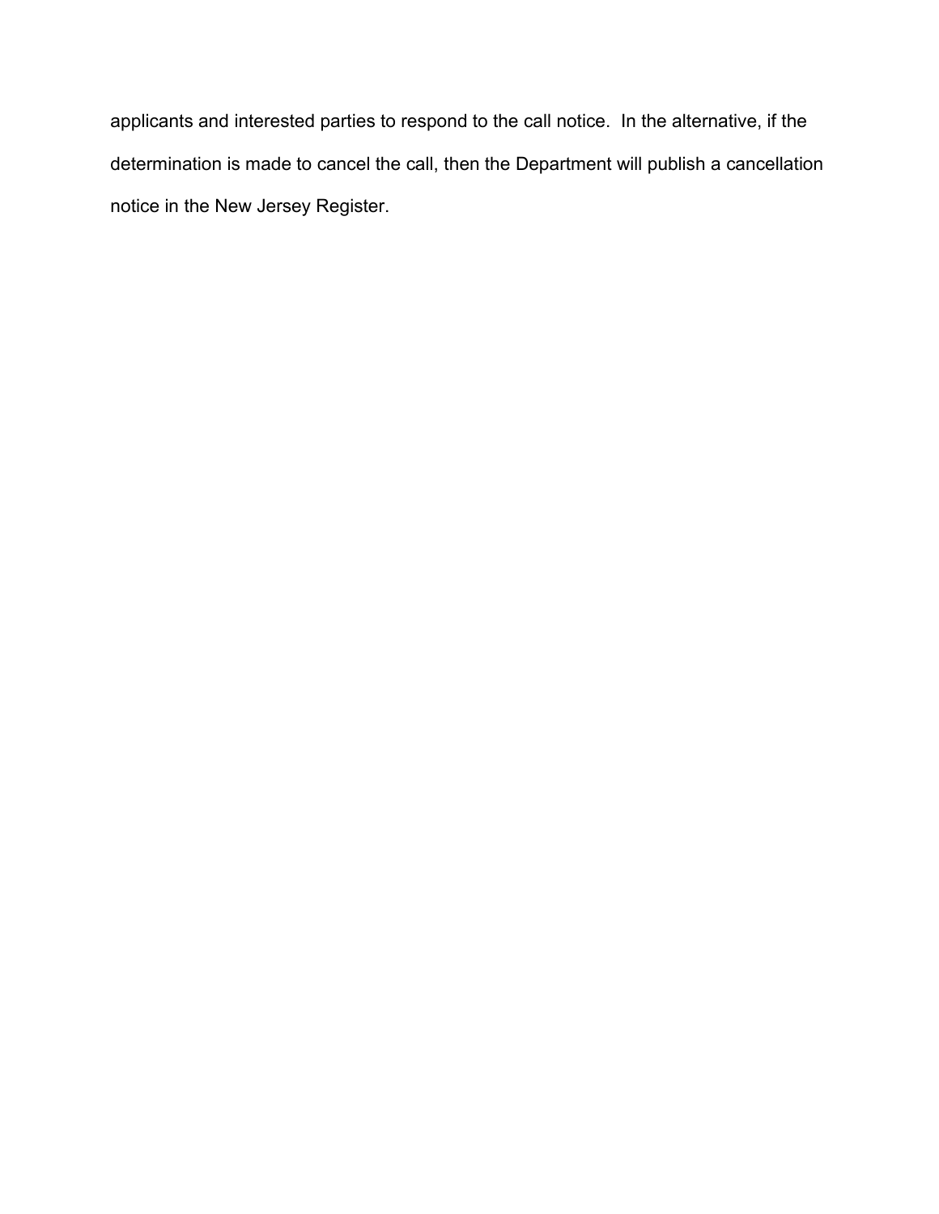applicants and interested parties to respond to the call notice. In the alternative, if the determination is made to cancel the call, then the Department will publish a cancellation notice in the New Jersey Register.